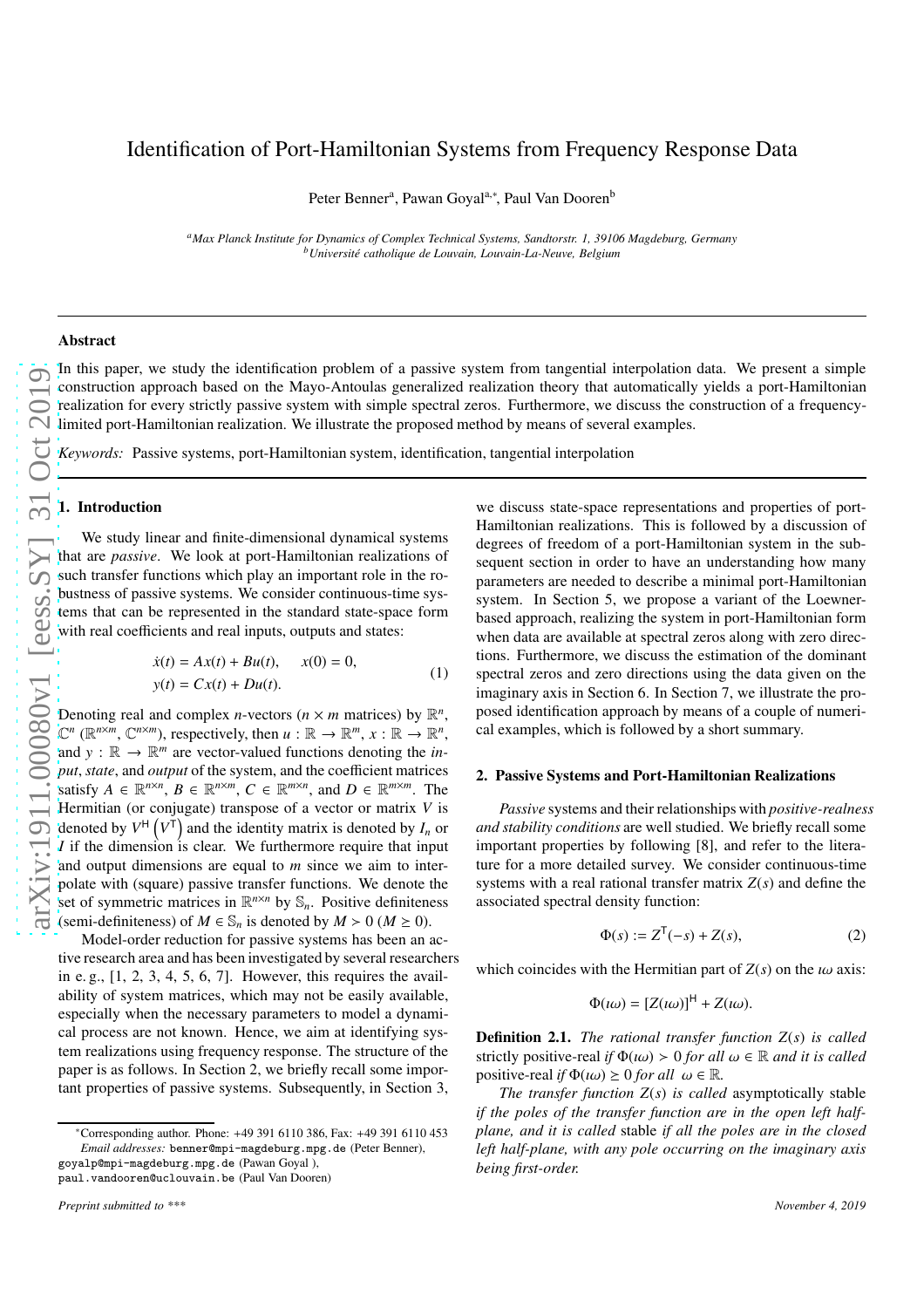# Identification of Port-Hamiltonian Systems from Frequency Response Data

Peter Benner[a], Pawan Goyal[a,*], Paul Van Dooren[b]

[a]Max Planck Institute for Dynamics of Complex Technical Systems, Sandtorstr. 1, 39106 Magdeburg, Germany
[b]Université catholique de Louvain, Louvain-La-Neuve, Belgium

## Abstract

In this paper, we study the identification problem of a passive system from tangential interpolation data. We present a simple construction approach based on the Mayo-Antoulas generalized realization theory that automatically yields a port-Hamiltonian realization for every strictly passive system with simple spectral zeros. Furthermore, we discuss the construction of a frequency-limited port-Hamiltonian realization. We illustrate the proposed method by means of several examples.

*Keywords:* Passive systems, port-Hamiltonian system, identification, tangential interpolation

## 1. Introduction

We study linear and finite-dimensional dynamical systems that are *passive*. We look at port-Hamiltonian realizations of such transfer functions which play an important role in the robustness of passive systems. We consider continuous-time systems that can be represented in the standard state-space form with real coefficients and real inputs, outputs and states:

$$\begin{aligned} \dot{x}(t) &= Ax(t) + Bu(t), \qquad x(0) = 0, \\ y(t) &= Cx(t) + Du(t). \end{aligned} \tag{1}$$

Denoting real and complex $n$-vectors ($n \times m$ matrices) by $\mathbb{R}^n$, $\mathbb{C}^n$ ($\mathbb{R}^{n\times m}$, $\mathbb{C}^{n\times m}$), respectively, then $u : \mathbb{R} \rightarrow \mathbb{R}^m$, $x : \mathbb{R} \rightarrow \mathbb{R}^n$, and $y : \mathbb{R} \rightarrow \mathbb{R}^m$ are vector-valued functions denoting the *input*, *state*, and *output* of the system, and the coefficient matrices satisfy $A \in \mathbb{R}^{n\times n}$, $B \in \mathbb{R}^{n\times m}$, $C \in \mathbb{R}^{m\times n}$, and $D \in \mathbb{R}^{m\times m}$. The Hermitian (or conjugate) transpose of a vector or matrix $V$ is denoted by $V^{\mathsf{H}}$ $\left(V^{\mathsf{T}}\right)$ and the identity matrix is denoted by $I_n$ or $I$ if the dimension is clear. We furthermore require that input and output dimensions are equal to $m$ since we aim to interpolate with (square) passive transfer functions. We denote the set of symmetric matrices in $\mathbb{R}^{n\times n}$ by $\mathbb{S}_n$. Positive definiteness (semi-definiteness) of $M \in \mathbb{S}_n$ is denoted by $M > 0$ ($M \geq 0$).

Model-order reduction for passive systems has been an active research area and has been investigated by several researchers in e. g., [1, 2, 3, 4, 5, 6, 7]. However, this requires the availability of system matrices, which may not be easily available, especially when the necessary parameters to model a dynamical process are not known. Hence, we aim at identifying system realizations using frequency response. The structure of the paper is as follows. In Section 2, we briefly recall some important properties of passive systems. Subsequently, in Section 3, we discuss state-space representations and properties of port-Hamiltonian realizations. This is followed by a discussion of degrees of freedom of a port-Hamiltonian system in the subsequent section in order to have an understanding how many parameters are needed to describe a minimal port-Hamiltonian system. In Section 5, we propose a variant of the Loewner-based approach, realizing the system in port-Hamiltonian form when data are available at spectral zeros along with zero directions. Furthermore, we discuss the estimation of the dominant spectral zeros and zero directions using the data given on the imaginary axis in Section 6. In Section 7, we illustrate the proposed identification approach by means of a couple of numerical examples, which is followed by a short summary.

## 2. Passive Systems and Port-Hamiltonian Realizations

*Passive* systems and their relationships with *positive-realness and stability conditions* are well studied. We briefly recall some important properties by following [8], and refer to the literature for a more detailed survey. We consider continuous-time systems with a real rational transfer matrix $Z(s)$ and define the associated spectral density function:

$$\Phi(s) := Z^{\mathsf{T}}(-s) + Z(s), \tag{2}$$

which coincides with the Hermitian part of $Z(s)$ on the $\imath\omega$ axis:

$$\Phi(\imath\omega) = [Z(\imath\omega)]^{\mathsf{H}} + Z(\imath\omega).$$

**Definition 2.1.** *The rational transfer function $Z(s)$ is called* strictly positive-real *if $\Phi(\imath\omega) > 0$ for all $\omega \in \mathbb{R}$ and it is called* positive-real *if $\Phi(\imath\omega) \geq 0$ for all $\omega \in \mathbb{R}$.*

*The transfer function $Z(s)$ is called* asymptotically stable *if the poles of the transfer function are in the open left half-plane, and it is called* stable *if all the poles are in the closed left half-plane, with any pole occurring on the imaginary axis being first-order.*

*Corresponding author. Phone: +49 391 6110 386, Fax: +49 391 6110 453
*Email addresses:* benner@mpi-magdeburg.mpg.de (Peter Benner), goyalp@mpi-magdeburg.mpg.de (Pawan Goyal ), paul.vandooren@uclouvain.be (Paul Van Dooren)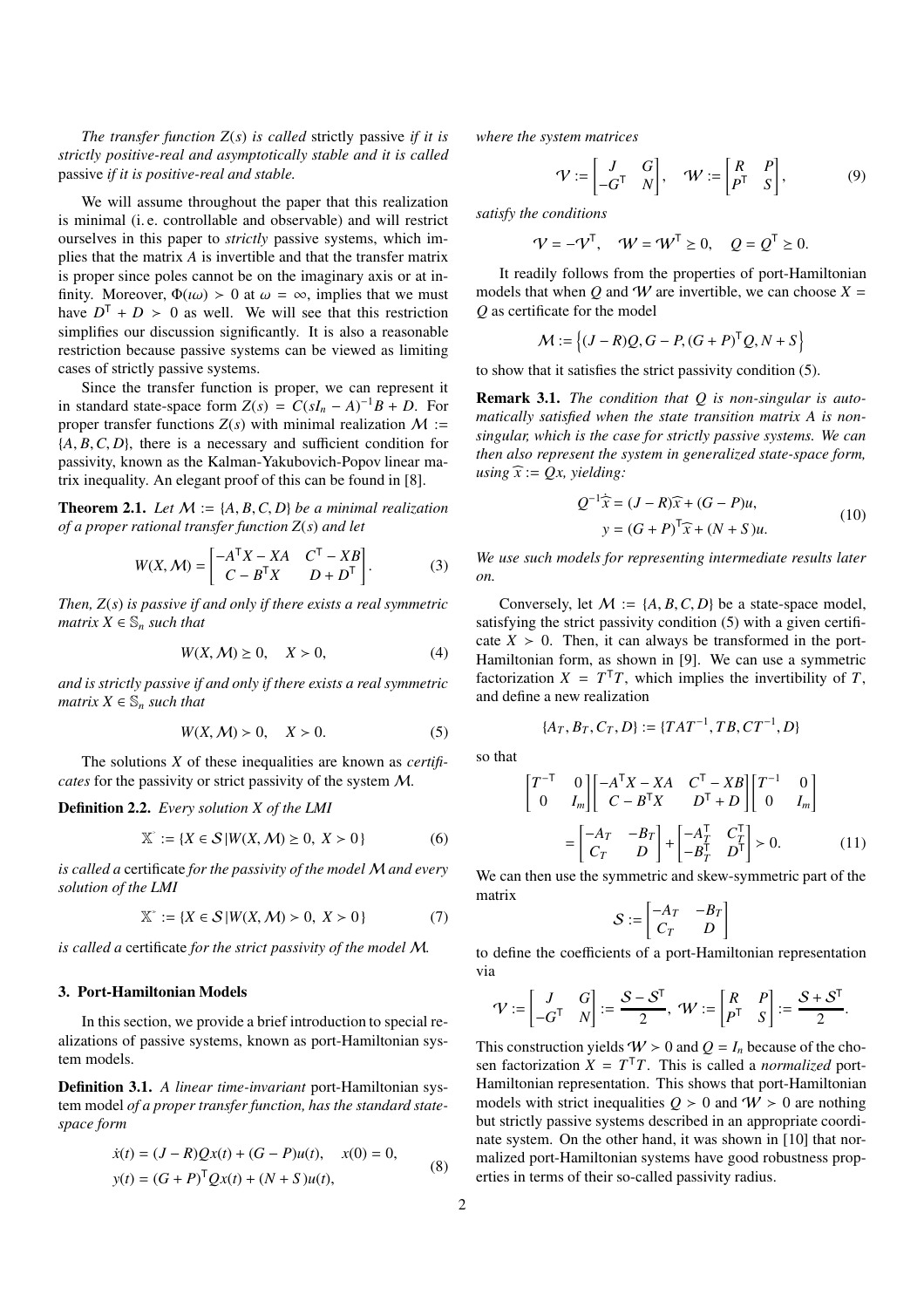*The transfer function $Z(s)$ is called* strictly passive *if it is strictly positive-real and asymptotically stable and it is called* passive *if it is positive-real and stable.*

We will assume throughout the paper that this realization is minimal (i. e. controllable and observable) and will restrict ourselves in this paper to *strictly* passive systems, which implies that the matrix $A$ is invertible and that the transfer matrix is proper since poles cannot be on the imaginary axis or at infinity. Moreover, $\Phi(\imath\omega) \succ 0$ at $\omega = \infty$, implies that we must have $D^\mathsf{T} + D \succ 0$ as well. We will see that this restriction simplifies our discussion significantly. It is also a reasonable restriction because passive systems can be viewed as limiting cases of strictly passive systems.

Since the transfer function is proper, we can represent it in standard state-space form $Z(s) = C(sI_n - A)^{-1}B + D$. For proper transfer functions $Z(s)$ with minimal realization $\mathcal{M} := \{A, B, C, D\}$, there is a necessary and sufficient condition for passivity, known as the Kalman-Yakubovich-Popov linear matrix inequality. An elegant proof of this can be found in [8].

**Theorem 2.1.** *Let $\mathcal{M} := \{A, B, C, D\}$ be a minimal realization of a proper rational transfer function $Z(s)$ and let*

$$W(X, \mathcal{M}) = \begin{bmatrix} -A^\mathsf{T}X - XA & C^\mathsf{T} - XB \\ C - B^\mathsf{T}X & D + D^\mathsf{T} \end{bmatrix}. \tag{3}$$

*Then, $Z(s)$ is passive if and only if there exists a real symmetric matrix $X \in \mathbb{S}_n$ such that*

$$W(X, \mathcal{M}) \succeq 0, \quad X \succ 0, \tag{4}$$

*and is strictly passive if and only if there exists a real symmetric matrix $X \in \mathbb{S}_n$ such that*

$$W(X, \mathcal{M}) \succ 0, \quad X \succ 0. \tag{5}$$

The solutions $X$ of these inequalities are known as *certificates* for the passivity or strict passivity of the system $\mathcal{M}$.

**Definition 2.2.** *Every solution $X$ of the LMI*

$$\mathbb{X}^{\succeq} := \{X \in \mathcal{S} | W(X, \mathcal{M}) \succeq 0, \ X \succ 0\} \tag{6}$$

*is called a* certificate *for the passivity of the model $\mathcal{M}$ and every solution of the LMI*

$$\mathbb{X}^{\succ} := \{X \in \mathcal{S} | W(X, \mathcal{M}) \succ 0, \ X \succ 0\} \tag{7}$$

*is called a* certificate *for the strict passivity of the model $\mathcal{M}$.*

### 3. Port-Hamiltonian Models

In this section, we provide a brief introduction to special realizations of passive systems, known as port-Hamiltonian system models.

**Definition 3.1.** *A linear time-invariant* port-Hamiltonian system model *of a proper transfer function, has the standard state-space form*

$$\begin{aligned} \dot{x}(t) &= (J - R)Qx(t) + (G - P)u(t), \quad x(0) = 0, \\ y(t) &= (G + P)^\mathsf{T}Qx(t) + (N + S)u(t), \end{aligned} \tag{8}$$

*where the system matrices*

$$\mathcal{V} := \begin{bmatrix} J & G \\ -G^\mathsf{T} & N \end{bmatrix}, \quad \mathcal{W} := \begin{bmatrix} R & P \\ P^\mathsf{T} & S \end{bmatrix}, \tag{9}$$

*satisfy the conditions*

$$\mathcal{V} = -\mathcal{V}^\mathsf{T}, \quad \mathcal{W} = \mathcal{W}^\mathsf{T} \succeq 0, \quad Q = Q^\mathsf{T} \succeq 0.$$

It readily follows from the properties of port-Hamiltonian models that when $Q$ and $\mathcal{W}$ are invertible, we can choose $X = Q$ as certificate for the model

$$\mathcal{M} := \left\{(J - R)Q, G - P, (G + P)^\mathsf{T}Q, N + S\right\}$$

to show that it satisfies the strict passivity condition (5).

**Remark 3.1.** *The condition that $Q$ is non-singular is automatically satisfied when the state transition matrix $A$ is non-singular, which is the case for strictly passive systems. We can then also represent the system in generalized state-space form, using $\widehat{x} := Qx$, yielding:*

$$\begin{aligned} Q^{-1}\dot{\widehat{x}} &= (J - R)\widehat{x} + (G - P)u, \\ y &= (G + P)^\mathsf{T}\widehat{x} + (N + S)u. \end{aligned} \tag{10}$$

*We use such models for representing intermediate results later on.*

Conversely, let $\mathcal{M} := \{A, B, C, D\}$ be a state-space model, satisfying the strict passivity condition (5) with a given certificate $X \succ 0$. Then, it can always be transformed in the port-Hamiltonian form, as shown in [9]. We can use a symmetric factorization $X = T^\mathsf{T}T$, which implies the invertibility of $T$, and define a new realization

$$\{A_T, B_T, C_T, D\} := \{TAT^{-1}, TB, CT^{-1}, D\}$$

so that

$$\begin{aligned} &\begin{bmatrix} T^{-\mathsf{T}} & 0 \\ 0 & I_m \end{bmatrix} \begin{bmatrix} -A^\mathsf{T}X - XA & C^\mathsf{T} - XB \\ C - B^\mathsf{T}X & D^\mathsf{T} + D \end{bmatrix} \begin{bmatrix} T^{-1} & 0 \\ 0 & I_m \end{bmatrix} \\ &\qquad = \begin{bmatrix} -A_T & -B_T \\ C_T & D \end{bmatrix} + \begin{bmatrix} -A_T^\mathsf{T} & C_T^\mathsf{T} \\ -B_T^\mathsf{T} & D^\mathsf{T} \end{bmatrix} \succ 0. \end{aligned} \tag{11}$$

We can then use the symmetric and skew-symmetric part of the matrix

$$\mathcal{S} := \begin{bmatrix} -A_T & -B_T \\ C_T & D \end{bmatrix}$$

to define the coefficients of a port-Hamiltonian representation via

$$\mathcal{V} := \begin{bmatrix} J & G \\ -G^\mathsf{T} & N \end{bmatrix} := \frac{\mathcal{S} - \mathcal{S}^\mathsf{T}}{2}, \ \mathcal{W} := \begin{bmatrix} R & P \\ P^\mathsf{T} & S \end{bmatrix} := \frac{\mathcal{S} + \mathcal{S}^\mathsf{T}}{2}.$$

This construction yields $\mathcal{W} \succ 0$ and $Q = I_n$ because of the chosen factorization $X = T^\mathsf{T}T$. This is called a *normalized* port-Hamiltonian representation. This shows that port-Hamiltonian models with strict inequalities $Q \succ 0$ and $\mathcal{W} \succ 0$ are nothing but strictly passive systems described in an appropriate coordinate system. On the other hand, it was shown in [10] that normalized port-Hamiltonian systems have good robustness properties in terms of their so-called passivity radius.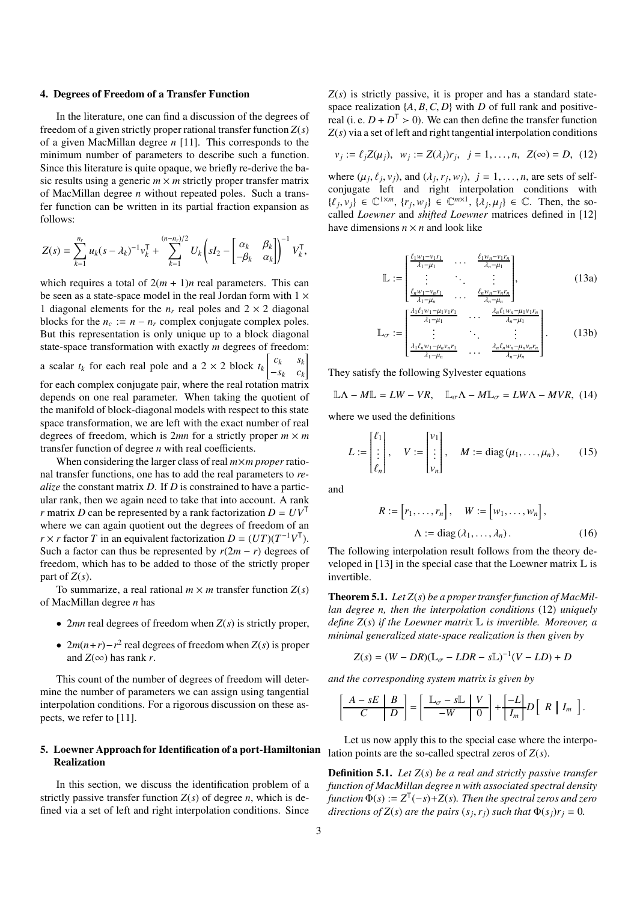## 4. Degrees of Freedom of a Transfer Function

In the literature, one can find a discussion of the degrees of freedom of a given strictly proper rational transfer function $Z(s)$ of a given MacMillan degree $n$ [11]. This corresponds to the minimum number of parameters to describe such a function. Since this literature is quite opaque, we briefly re-derive the basic results using a generic $m \times m$ strictly proper transfer matrix of MacMillan degree $n$ without repeated poles. Such a transfer function can be written in its partial fraction expansion as follows:

$$Z(s) = \sum_{k=1}^{n_r} u_k (s - \lambda_k)^{-1} v_k^\mathsf{T} + \sum_{k=1}^{(n-n_r)/2} U_k \left( sI_2 - \begin{bmatrix} \alpha_k & \beta_k \\ -\beta_k & \alpha_k \end{bmatrix} \right)^{-1} V_k^\mathsf{T},$$

which requires a total of $2(m+1)n$ real parameters. This can be seen as a state-space model in the real Jordan form with $1 \times 1$ diagonal elements for the $n_r$ real poles and $2 \times 2$ diagonal blocks for the $n_c := n - n_r$ complex conjugate complex poles. But this representation is only unique up to a block diagonal state-space transformation with exactly $m$ degrees of freedom: a scalar $t_k$ for each real pole and a $2 \times 2$ block $t_k \begin{bmatrix} c_k & s_k \\ -s_k & c_k \end{bmatrix}$ for each complex conjugate pair, where the real rotation matrix depends on one real parameter. When taking the quotient of the manifold of block-diagonal models with respect to this state space transformation, we are left with the exact number of real degrees of freedom, which is $2mn$ for a strictly proper $m \times m$ transfer function of degree $n$ with real coefficients.

When considering the larger class of real $m \times m$ *proper* rational transfer functions, one has to add the real parameters to *realize* the constant matrix $D$. If $D$ is constrained to have a particular rank, then we again need to take that into account. A rank $r$ matrix $D$ can be represented by a rank factorization $D = UV^\mathsf{T}$ where we can again quotient out the degrees of freedom of an $r \times r$ factor $T$ in an equivalent factorization $D = (UT)(T^{-1}V^\mathsf{T})$. Such a factor can thus be represented by $r(2m - r)$ degrees of freedom, which has to be added to those of the strictly proper part of $Z(s)$.

To summarize, a real rational $m \times m$ transfer function $Z(s)$ of MacMillan degree $n$ has

- $2mn$ real degrees of freedom when $Z(s)$ is strictly proper,
- $2m(n+r) - r^2$ real degrees of freedom when $Z(s)$ is proper and $Z(\infty)$ has rank $r$.

This count of the number of degrees of freedom will determine the number of parameters we can assign using tangential interpolation conditions. For a rigorous discussion on these aspects, we refer to [11].

## 5. Loewner Approach for Identification of a port-Hamiltonian Realization

In this section, we discuss the identification problem of a strictly passive transfer function $Z(s)$ of degree $n$, which is defined via a set of left and right interpolation conditions. Since $Z(s)$ is strictly passive, it is proper and has a standard state-space realization $\{A, B, C, D\}$ with $D$ of full rank and positive-real (i. e. $D + D^\mathsf{T} > 0$). We can then define the transfer function $Z(s)$ via a set of left and right tangential interpolation conditions

$$v_j := \ell_j Z(\mu_j), \quad w_j := Z(\lambda_j) r_j, \quad j = 1, \ldots, n, \quad Z(\infty) = D, \tag{12}$$

where $(\mu_j, \ell_j, v_j)$, and $(\lambda_j, r_j, w_j)$, $j = 1, \ldots, n$, are sets of self-conjugate left and right interpolation conditions with $\{\ell_j, v_j\} \in \mathbb{C}^{1 \times m}$, $\{r_j, w_j\} \in \mathbb{C}^{m \times 1}$, $\{\lambda_j, \mu_j\} \in \mathbb{C}$. Then, the so-called *Loewner* and *shifted Loewner* matrices defined in [12] have dimensions $n \times n$ and look like

$$\mathbb{L} := \begin{bmatrix} \frac{\ell_1 w_1 - v_1 r_1}{\lambda_1 - \mu_1} & \cdots & \frac{\ell_1 w_n - v_1 r_n}{\lambda_n - \mu_1} \\ \vdots & \ddots & \vdots \\ \frac{\ell_n w_1 - v_n r_1}{\lambda_1 - \mu_n} & \cdots & \frac{\ell_n w_n - v_n r_n}{\lambda_n - \mu_n} \end{bmatrix}, \tag{13a}$$

$$\mathbb{L}_\sigma := \begin{bmatrix} \frac{\lambda_1 \ell_1 w_1 - \mu_1 v_1 r_1}{\lambda_1 - \mu_1} & \cdots & \frac{\lambda_n \ell_1 w_n - \mu_1 v_1 r_n}{\lambda_n - \mu_1} \\ \vdots & \ddots & \vdots \\ \frac{\lambda_1 \ell_n w_1 - \mu_n v_n r_1}{\lambda_1 - \mu_n} & \cdots & \frac{\lambda_n \ell_n w_n - \mu_n v_n r_n}{\lambda_n - \mu_n} \end{bmatrix}. \tag{13b}$$

They satisfy the following Sylvester equations

$$\mathbb{L}\Lambda - M\mathbb{L} = LW - VR, \quad \mathbb{L}_\sigma \Lambda - M\mathbb{L}_\sigma = LW\Lambda - MVR, \tag{14}$$

where we used the definitions

$$L := \begin{bmatrix} \ell_1 \\ \vdots \\ \ell_n \end{bmatrix}, \quad V := \begin{bmatrix} v_1 \\ \vdots \\ v_n \end{bmatrix}, \quad M := \operatorname{diag}(\mu_1, \ldots, \mu_n), \tag{15}$$

and

$$R := \begin{bmatrix} r_1, \ldots, r_n \end{bmatrix}, \quad W := \begin{bmatrix} w_1, \ldots, w_n \end{bmatrix}, \quad \Lambda := \operatorname{diag}(\lambda_1, \ldots, \lambda_n). \tag{16}$$

The following interpolation result follows from the theory developed in [13] in the special case that the Loewner matrix $\mathbb{L}$ is invertible.

**Theorem 5.1.** *Let $Z(s)$ be a proper transfer function of MacMillan degree n, then the interpolation conditions* (12) *uniquely define $Z(s)$ if the Loewner matrix $\mathbb{L}$ is invertible. Moreover, a minimal generalized state-space realization is then given by*

$$Z(s) = (W - DR)(\mathbb{L}_\sigma - LDR - s\mathbb{L})^{-1}(V - LD) + D$$

*and the corresponding system matrix is given by*

$$\left[\begin{array}{c|c} A - sE & B \\ \hline C & D \end{array}\right] = \left[\begin{array}{c|c} \mathbb{L}_\sigma - s\mathbb{L} & V \\ \hline -W & 0 \end{array}\right] + \left[\begin{array}{c} -L \\ \hline I_m \end{array}\right] D \left[\begin{array}{c|c} R & I_m \end{array}\right].$$

Let us now apply this to the special case where the interpolation points are the so-called spectral zeros of $Z(s)$.

**Definition 5.1.** *Let $Z(s)$ be a real and strictly passive transfer function of MacMillan degree n with associated spectral density function $\Phi(s) := Z^\mathsf{T}(-s) + Z(s)$. Then the spectral zeros and zero directions of $Z(s)$ are the pairs $(s_j, r_j)$ such that $\Phi(s_j) r_j = 0$.*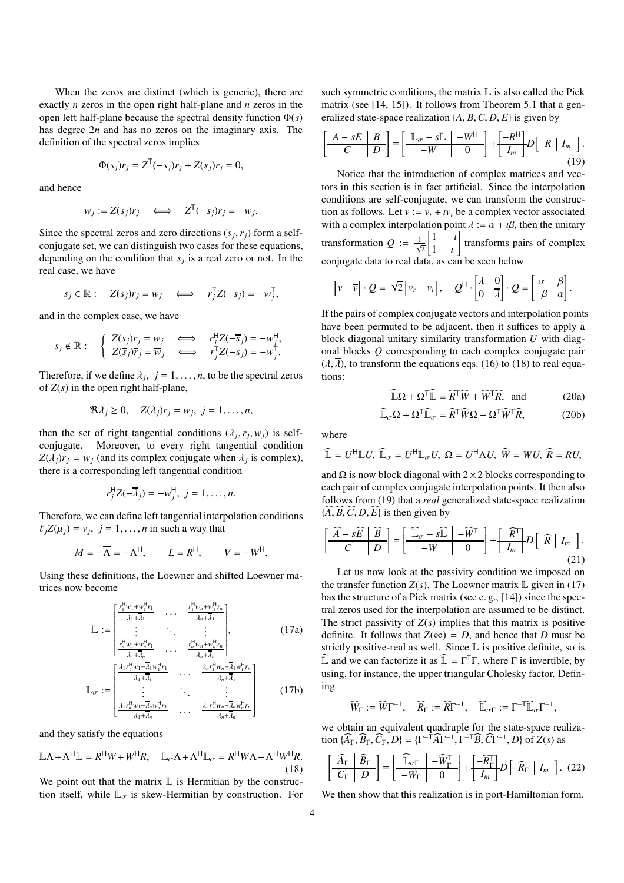When the zeros are distinct (which is generic), there are exactly $n$ zeros in the open right half-plane and $n$ zeros in the open left half-plane because the spectral density function $\Phi(s)$ has degree $2n$ and has no zeros on the imaginary axis. The definition of the spectral zeros implies

$$\Phi(s_j)r_j = Z^{\mathsf{T}}(-s_j)r_j + Z(s_j)r_j = 0,$$

and hence

$$w_j := Z(s_j)r_j \iff Z^{\mathsf{T}}(-s_j)r_j = -w_j.$$

Since the spectral zeros and zero directions $(s_j, r_j)$ form a self-conjugate set, we can distinguish two cases for these equations, depending on the condition that $s_j$ is a real zero or not. In the real case, we have

$$s_j \in \mathbb{R}: \quad Z(s_j)r_j = w_j \iff r_j^{\mathsf{T}} Z(-s_j) = -w_j^{\mathsf{T}},$$

and in the complex case, we have

$$s_j \notin \mathbb{R}: \quad \begin{cases} Z(s_j)r_j = w_j & \iff \quad r_j^{\mathsf{H}} Z(-\overline{s}_j) = -w_j^{\mathsf{H}}, \\ Z(\overline{s}_j)\overline{r}_j = \overline{w}_j & \iff \quad r_j^{\mathsf{T}} Z(-s_j) = -w_j^{\mathsf{T}}. \end{cases}$$

Therefore, if we define $\lambda_j$, $j = 1, \ldots, n$, to be the spectral zeros of $Z(s)$ in the open right half-plane,

$$\Re\lambda_j \geq 0, \quad Z(\lambda_j)r_j = w_j, \; j = 1, \ldots, n,$$

then the set of right tangential conditions $(\lambda_j, r_j, w_j)$ is self-conjugate. Moreover, to every right tangential condition $Z(\lambda_j)r_j = w_j$ (and its complex conjugate when $\lambda_j$ is complex), there is a corresponding left tangential condition

$$r_j^{\mathsf{H}} Z(-\overline{\lambda}_j) = -w_j^{\mathsf{H}}, \; j = 1, \ldots, n.$$

Therefore, we can define left tangential interpolation conditions $\ell_j Z(\mu_j) = v_j$, $j = 1, \ldots, n$ in such a way that

$$M = -\overline{\Lambda} = -\Lambda^{\mathsf{H}}, \qquad L = R^{\mathsf{H}}, \qquad V = -W^{\mathsf{H}}.$$

Using these definitions, the Loewner and shifted Loewner matrices now become

$$\mathbb{L} := \begin{bmatrix} \frac{r_1^{\mathsf{H}} w_1 + w_1^{\mathsf{H}} r_1}{\lambda_1 + \overline{\lambda}_1} & \cdots & \frac{r_1^{\mathsf{H}} w_n + w_1^{\mathsf{H}} r_n}{\lambda_n + \overline{\lambda}_1} \\ \vdots & \ddots & \vdots \\ \frac{r_n^{\mathsf{H}} w_1 + w_n^{\mathsf{H}} r_1}{\lambda_1 + \overline{\lambda}_n} & \cdots & \frac{r_n^{\mathsf{H}} w_n + w_n^{\mathsf{H}} r_n}{\lambda_n + \overline{\lambda}_n} \end{bmatrix}, \tag{17a}$$

$$\mathbb{L}_\sigma := \begin{bmatrix} \frac{\lambda_1 r_1^{\mathsf{H}} w_1 - \overline{\lambda}_1 w_1^{\mathsf{H}} r_1}{\lambda_1 + \overline{\lambda}_1} & \cdots & \frac{\lambda_n r_1^{\mathsf{H}} w_n - \overline{\lambda}_1 w_1^{\mathsf{H}} r_n}{\lambda_n + \overline{\lambda}_1} \\ \vdots & \ddots & \vdots \\ \frac{\lambda_1 r_n^{\mathsf{H}} w_1 - \overline{\lambda}_n w_n^{\mathsf{H}} r_1}{\lambda_1 + \overline{\lambda}_n} & \cdots & \frac{\lambda_n r_n^{\mathsf{H}} w_n - \overline{\lambda}_n w_n^{\mathsf{H}} r_n}{\lambda_n + \overline{\lambda}_n} \end{bmatrix} \tag{17b}$$

and they satisfy the equations

$$\mathbb{L}\Lambda + \Lambda^{\mathsf{H}}\mathbb{L} = R^{\mathsf{H}}W + W^{\mathsf{H}}R, \quad \mathbb{L}_\sigma\Lambda + \Lambda^{\mathsf{H}}\mathbb{L}_\sigma = R^{\mathsf{H}}W\Lambda - \Lambda^{\mathsf{H}}W^{\mathsf{H}}R. \tag{18}$$

We point out that the matrix $\mathbb{L}$ is Hermitian by the construction itself, while $\mathbb{L}_\sigma$ is skew-Hermitian by construction. For such symmetric conditions, the matrix $\mathbb{L}$ is also called the Pick matrix (see [14, 15]). It follows from Theorem 5.1 that a generalized state-space realization $\{A, B, C, D, E\}$ is given by

$$\left[\begin{array}{c|c} A - sE & B \\ \hline C & D \end{array}\right] = \left[\begin{array}{c|c} \mathbb{L}_\sigma - s\mathbb{L} & -W^{\mathsf{H}} \\ \hline -W & 0 \end{array}\right] + \left[\begin{array}{c} -R^{\mathsf{H}} \\ I_m \end{array}\right] D \left[\begin{array}{c|c} R & I_m \end{array}\right]. \tag{19}$$

Notice that the introduction of complex matrices and vectors in this section is in fact artificial. Since the interpolation conditions are self-conjugate, we can transform the construction as follows. Let $v := v_r + \imath v_\imath$ be a complex vector associated with a complex interpolation point $\lambda := \alpha + \imath\beta$, then the unitary transformation $Q := \frac{1}{\sqrt{2}}\begin{bmatrix} 1 & -\imath \\ 1 & \imath \end{bmatrix}$ transforms pairs of complex conjugate data to real data, as can be seen below

$$\begin{bmatrix} v & \overline{v} \end{bmatrix} \cdot Q = \sqrt{2}\begin{bmatrix} v_r & v_\imath \end{bmatrix}, \quad Q^{\mathsf{H}} \cdot \begin{bmatrix} \lambda & 0 \\ 0 & \overline{\lambda} \end{bmatrix} \cdot Q = \begin{bmatrix} \alpha & \beta \\ -\beta & \alpha \end{bmatrix}.$$

If the pairs of complex conjugate vectors and interpolation points have been permuted to be adjacent, then it suffices to apply a block diagonal unitary similarity transformation $U$ with diagonal blocks $Q$ corresponding to each complex conjugate pair $(\lambda, \overline{\lambda})$, to transform the equations eqs. (16) to (18) to real equations:

$$\widehat{\mathbb{L}}\Omega + \Omega^{\mathsf{T}}\widehat{\mathbb{L}} = \widehat{R}^{\mathsf{T}}\widehat{W} + \widehat{W}^{\mathsf{T}}\widehat{R}, \quad \text{and} \tag{20a}$$

$$\widehat{\mathbb{L}}_\sigma\Omega + \Omega^{\mathsf{T}}\widehat{\mathbb{L}}_\sigma = \widehat{R}^{\mathsf{T}}\widehat{W}\Omega - \Omega^{\mathsf{T}}\widehat{W}^{\mathsf{T}}\widehat{R}, \tag{20b}$$

where

$$\widehat{\mathbb{L}} = U^{\mathsf{H}}\mathbb{L}U, \; \widehat{\mathbb{L}}_\sigma = U^{\mathsf{H}}\mathbb{L}_\sigma U, \; \Omega = U^{\mathsf{H}}\Lambda U, \; \widehat{W} = WU, \; \widehat{R} = RU,$$

and $\Omega$ is now block diagonal with $2 \times 2$ blocks corresponding to each pair of complex conjugate interpolation points. It then also follows from (19) that a *real* generalized state-space realization $\{\widehat{A}, \widehat{B}, \widehat{C}, D, \widehat{E}\}$ is then given by

$$\left[\begin{array}{c|c} \widehat{A} - s\widehat{E} & \widehat{B} \\ \hline \widehat{C} & D \end{array}\right] = \left[\begin{array}{c|c} \widehat{\mathbb{L}}_\sigma - s\widehat{\mathbb{L}} & -\widehat{W}^{\mathsf{T}} \\ \hline -\widehat{W} & 0 \end{array}\right] + \left[\begin{array}{c} -\widehat{R}^{\mathsf{T}} \\ I_m \end{array}\right] D \left[\begin{array}{c|c} \widehat{R} & I_m \end{array}\right]. \tag{21}$$

Let us now look at the passivity condition we imposed on the transfer function $Z(s)$. The Loewner matrix $\mathbb{L}$ given in (17) has the structure of a Pick matrix (see e. g., [14]) since the spectral zeros used for the interpolation are assumed to be distinct. The strict passivity of $Z(s)$ implies that this matrix is positive definite. It follows that $Z(\infty) = D$, and hence that $D$ must be strictly positive-real as well. Since $\mathbb{L}$ is positive definite, so is $\widehat{\mathbb{L}}$ and we can factorize it as $\widehat{\mathbb{L}} = \Gamma^{\mathsf{T}}\Gamma$, where $\Gamma$ is invertible, by using, for instance, the upper triangular Cholesky factor. Defining

$$\widehat{W}_\Gamma := \widehat{W}\Gamma^{-1}, \quad \widehat{R}_\Gamma := \widehat{R}\Gamma^{-1}, \quad \widehat{\mathbb{L}}_{\sigma\Gamma} := \Gamma^{-\mathsf{T}}\widehat{\mathbb{L}}_\sigma\Gamma^{-1},$$

we obtain an equivalent quadruple for the state-space realization $\{\widehat{A}_\Gamma, \widehat{B}_\Gamma, \widehat{C}_\Gamma, D\} = \{\Gamma^{-\mathsf{T}}\widehat{A}\Gamma^{-1}, \Gamma^{-\mathsf{T}}\widehat{B}, \widehat{C}\Gamma^{-1}, D\}$ of $Z(s)$ as

$$\left[\begin{array}{c|c} \widehat{A}_\Gamma & \widehat{B}_\Gamma \\ \hline \widehat{C}_\Gamma & D \end{array}\right] = \left[\begin{array}{c|c} \widehat{\mathbb{L}}_{\sigma\Gamma} & -\widehat{W}_\Gamma^{\mathsf{T}} \\ \hline -\widehat{W}_\Gamma & 0 \end{array}\right] + \left[\begin{array}{c} -\widehat{R}_\Gamma^{\mathsf{T}} \\ I_m \end{array}\right] D \left[\begin{array}{c|c} \widehat{R}_\Gamma & I_m \end{array}\right]. \tag{22}$$

We then show that this realization is in port-Hamiltonian form.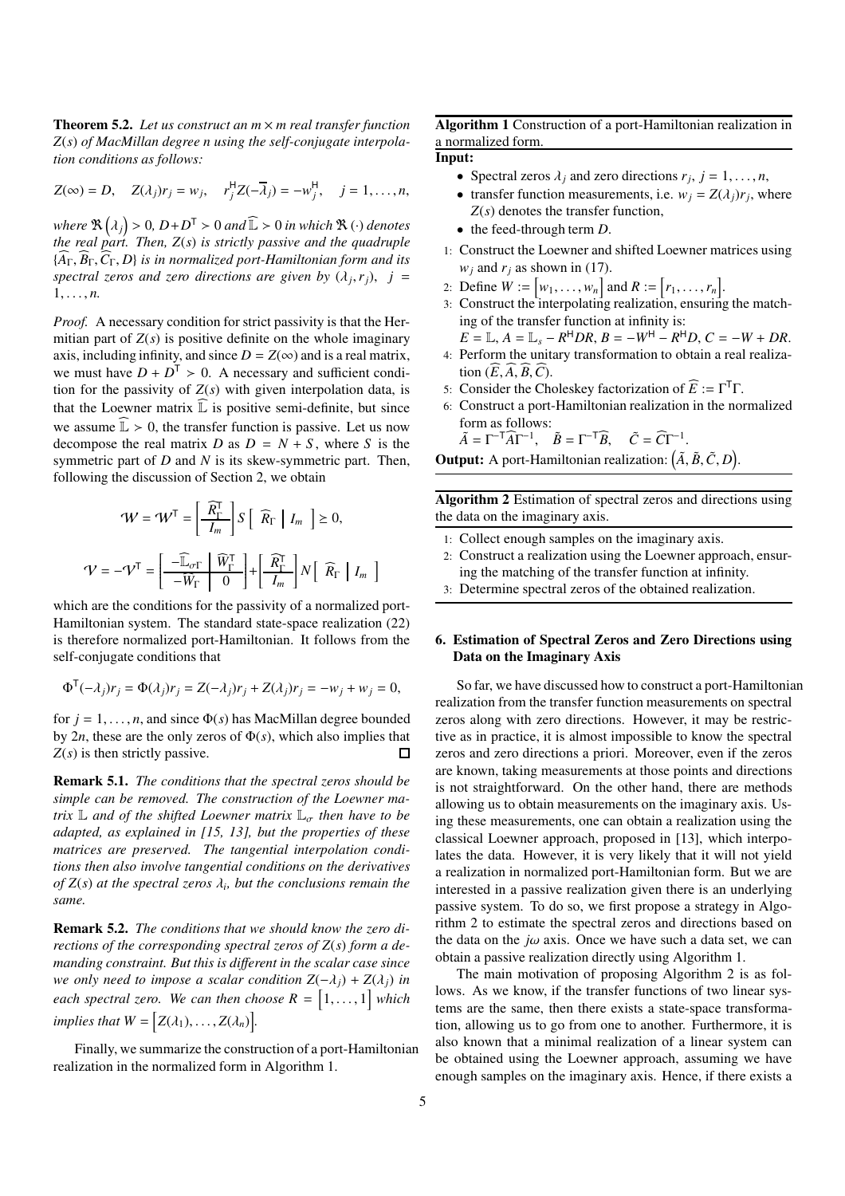**Theorem 5.2.** *Let us construct an $m \times m$ real transfer function $Z(s)$ of MacMillan degree $n$ using the self-conjugate interpolation conditions as follows:*

$$Z(\infty) = D, \quad Z(\lambda_j)r_j = w_j, \quad r_j^{\mathsf{H}} Z(-\overline{\lambda}_j) = -w_j^{\mathsf{H}}, \quad j = 1, \ldots, n,$$

*where $\Re(\lambda_j) > 0$, $D + D^{\mathsf{T}} > 0$ and $\widehat{\mathbb{L}} > 0$ in which $\Re(\cdot)$ denotes the real part. Then, $Z(s)$ is strictly passive and the quadruple $\{\widehat{A}_\Gamma, \widehat{B}_\Gamma, \widehat{C}_\Gamma, D\}$ is in normalized port-Hamiltonian form and its spectral zeros and zero directions are given by $(\lambda_j, r_j)$, $j = 1, \ldots, n$.*

*Proof.* A necessary condition for strict passivity is that the Hermitian part of $Z(s)$ is positive definite on the whole imaginary axis, including infinity, and since $D = Z(\infty)$ is a real matrix, we must have $D + D^{\mathsf{T}} > 0$. A necessary and sufficient condition for the passivity of $Z(s)$ with given interpolation data, is that the Loewner matrix $\widehat{\mathbb{L}}$ is positive semi-definite, but since we assume $\widehat{\mathbb{L}} > 0$, the transfer function is passive. Let us now decompose the real matrix $D$ as $D = N + S$, where $S$ is the symmetric part of $D$ and $N$ is its skew-symmetric part. Then, following the discussion of Section 2, we obtain

$$\mathcal{W} = \mathcal{W}^{\mathsf{T}} = \left[\begin{array}{c} \widehat{R}_\Gamma^{\mathsf{T}} \\ \hline I_m \end{array}\right] S \left[\begin{array}{c|c} \widehat{R}_\Gamma & I_m \end{array}\right] \succeq 0,$$

$$\mathcal{V} = -\mathcal{V}^{\mathsf{T}} = \left[\begin{array}{c|c} -\widehat{\mathbb{L}}_{\sigma\Gamma} & \widehat{W}_\Gamma^{\mathsf{T}} \\ \hline -\widehat{W}_\Gamma & 0 \end{array}\right] + \left[\begin{array}{c} \widehat{R}_\Gamma^{\mathsf{T}} \\ \hline I_m \end{array}\right] N \left[\begin{array}{c|c} \widehat{R}_\Gamma & I_m \end{array}\right]$$

which are the conditions for the passivity of a normalized port-Hamiltonian system. The standard state-space realization (22) is therefore normalized port-Hamiltonian. It follows from the self-conjugate conditions that

$$\Phi^{\mathsf{T}}(-\lambda_j)r_j = \Phi(\lambda_j)r_j = Z(-\lambda_j)r_j + Z(\lambda_j)r_j = -w_j + w_j = 0,$$

for $j = 1, \ldots, n$, and since $\Phi(s)$ has MacMillan degree bounded by $2n$, these are the only zeros of $\Phi(s)$, which also implies that $Z(s)$ is then strictly passive. □

**Remark 5.1.** *The conditions that the spectral zeros should be simple can be removed. The construction of the Loewner matrix $\mathbb{L}$ and of the shifted Loewner matrix $\mathbb{L}_\sigma$ then have to be adapted, as explained in [15, 13], but the properties of these matrices are preserved. The tangential interpolation conditions then also involve tangential conditions on the derivatives of $Z(s)$ at the spectral zeros $\lambda_i$, but the conclusions remain the same.*

**Remark 5.2.** *The conditions that we should know the zero directions of the corresponding spectral zeros of $Z(s)$ form a demanding constraint. But this is different in the scalar case since we only need to impose a scalar condition $Z(-\lambda_j) + Z(\lambda_j)$ in each spectral zero. We can then choose $R = \begin{bmatrix}1, \ldots, 1\end{bmatrix}$ which implies that $W = \begin{bmatrix}Z(\lambda_1), \ldots, Z(\lambda_n)\end{bmatrix}$.*

Finally, we summarize the construction of a port-Hamiltonian realization in the normalized form in Algorithm 1.

**Algorithm 1** Construction of a port-Hamiltonian realization in a normalized form.

**Input:**

- Spectral zeros $\lambda_j$ and zero directions $r_j$, $j = 1, \ldots, n$,
- transfer function measurements, i.e. $w_j = Z(\lambda_j)r_j$, where $Z(s)$ denotes the transfer function,
- the feed-through term $D$.

1: Construct the Loewner and shifted Loewner matrices using $w_j$ and $r_j$ as shown in (17).
2: Define $W := \begin{bmatrix}w_1, \ldots, w_n\end{bmatrix}$ and $R := \begin{bmatrix}r_1, \ldots, r_n\end{bmatrix}$.
3: Construct the interpolating realization, ensuring the matching of the transfer function at infinity is:
$E = \mathbb{L}$, $A = \mathbb{L}_s - R^{\mathsf{H}}DR$, $B = -W^{\mathsf{H}} - R^{\mathsf{H}}D$, $C = -W + DR$.
4: Perform the unitary transformation to obtain a real realization $(\widehat{E}, \widehat{A}, \widehat{B}, \widehat{C})$.
5: Consider the Choleskey factorization of $\widehat{E} := \Gamma^{\mathsf{T}}\Gamma$.
6: Construct a port-Hamiltonian realization in the normalized form as follows:
$\tilde{A} = \Gamma^{-\mathsf{T}}\widehat{A}\Gamma^{-1}$, $\quad \tilde{B} = \Gamma^{-\mathsf{T}}\widehat{B}$, $\quad \tilde{C} = \widehat{C}\Gamma^{-1}$.

**Output:** A port-Hamiltonian realization: $\left(\tilde{A}, \tilde{B}, \tilde{C}, D\right)$.

**Algorithm 2** Estimation of spectral zeros and directions using the data on the imaginary axis.

1: Collect enough samples on the imaginary axis.
2: Construct a realization using the Loewner approach, ensuring the matching of the transfer function at infinity.
3: Determine spectral zeros of the obtained realization.

## 6. Estimation of Spectral Zeros and Zero Directions using Data on the Imaginary Axis

So far, we have discussed how to construct a port-Hamiltonian realization from the transfer function measurements on spectral zeros along with zero directions. However, it may be restrictive as in practice, it is almost impossible to know the spectral zeros and zero directions a priori. Moreover, even if the zeros are known, taking measurements at those points and directions is not straightforward. On the other hand, there are methods allowing us to obtain measurements on the imaginary axis. Using these measurements, one can obtain a realization using the classical Loewner approach, proposed in [13], which interpolates the data. However, it is very likely that it will not yield a realization in normalized port-Hamiltonian form. But we are interested in a passive realization given there is an underlying passive system. To do so, we first propose a strategy in Algorithm 2 to estimate the spectral zeros and directions based on the data on the $j\omega$ axis. Once we have such a data set, we can obtain a passive realization directly using Algorithm 1.

The main motivation of proposing Algorithm 2 is as follows. As we know, if the transfer functions of two linear systems are the same, then there exists a state-space transformation, allowing us to go from one to another. Furthermore, it is also known that a minimal realization of a linear system can be obtained using the Loewner approach, assuming we have enough samples on the imaginary axis. Hence, if there exists a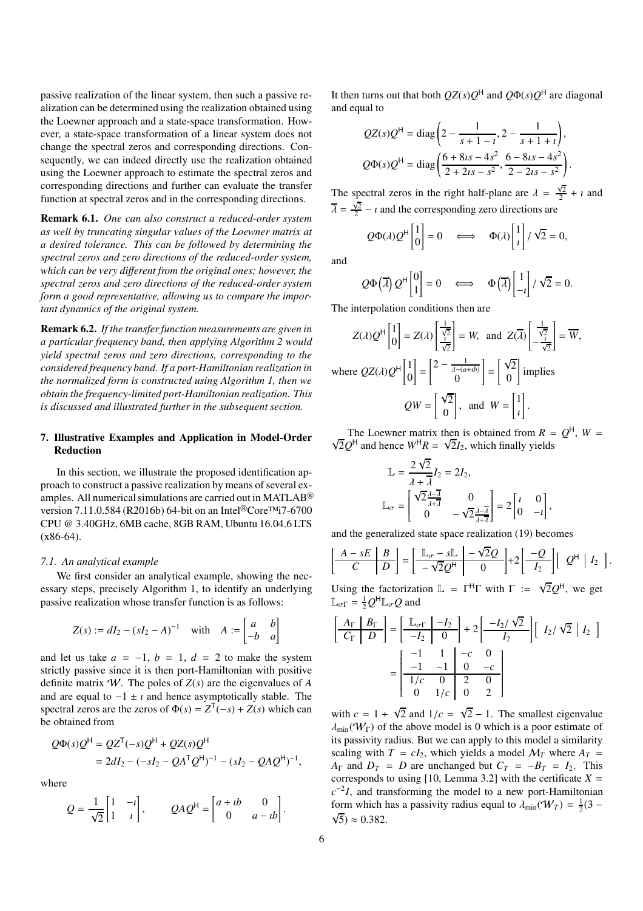passive realization of the linear system, then such a passive realization can be determined using the realization obtained using the Loewner approach and a state-space transformation. However, a state-space transformation of a linear system does not change the spectral zeros and corresponding directions. Consequently, we can indeed directly use the realization obtained using the Loewner approach to estimate the spectral zeros and corresponding directions and further can evaluate the transfer function at spectral zeros and in the corresponding directions.

**Remark 6.1.** *One can also construct a reduced-order system as well by truncating singular values of the Loewner matrix at a desired tolerance. This can be followed by determining the spectral zeros and zero directions of the reduced-order system, which can be very different from the original ones; however, the spectral zeros and zero directions of the reduced-order system form a good representative, allowing us to compare the important dynamics of the original system.*

**Remark 6.2.** *If the transfer function measurements are given in a particular frequency band, then applying Algorithm 2 would yield spectral zeros and zero directions, corresponding to the considered frequency band. If a port-Hamiltonian realization in the normalized form is constructed using Algorithm 1, then we obtain the frequency-limited port-Hamiltonian realization. This is discussed and illustrated further in the subsequent section.*

## 7. Illustrative Examples and Application in Model-Order Reduction

In this section, we illustrate the proposed identification approach to construct a passive realization by means of several examples. All numerical simulations are carried out in MATLAB® version 7.11.0.584 (R2016b) 64-bit on an Intel®Core™i7-6700 CPU @ 3.40GHz, 6MB cache, 8GB RAM, Ubuntu 16.04.6 LTS (x86-64).

### 7.1. An analytical example

We first consider an analytical example, showing the necessary steps, precisely Algorithm 1, to identify an underlying passive realization whose transfer function is as follows:

$$Z(s) := dI_2 - (sI_2 - A)^{-1} \quad \text{with} \quad A := \begin{bmatrix} a & b \\ -b & a \end{bmatrix}$$

and let us take $a = -1$, $b = 1$, $d = 2$ to make the system strictly passive since it is then port-Hamiltonian with positive definite matrix $\mathcal{W}$. The poles of $Z(s)$ are the eigenvalues of $A$ and are equal to $-1 \pm \imath$ and hence asymptotically stable. The spectral zeros are the zeros of $\Phi(s) = Z^{\mathsf{T}}(-s) + Z(s)$ which can be obtained from

$$\begin{aligned} Q\Phi(s)Q^{\mathsf{H}} &= QZ^{\mathsf{T}}(-s)Q^{\mathsf{H}} + QZ(s)Q^{\mathsf{H}} \\ &= 2dI_2 - (-sI_2 - QA^{\mathsf{T}}Q^{\mathsf{H}})^{-1} - (sI_2 - QAQ^{\mathsf{H}})^{-1}, \end{aligned}$$

where

$$Q = \frac{1}{\sqrt{2}} \begin{bmatrix} 1 & -\imath \\ 1 & \imath \end{bmatrix}, \qquad QAQ^{\mathsf{H}} = \begin{bmatrix} a + \imath b & 0 \\ 0 & a - \imath b \end{bmatrix}.$$

It then turns out that both $QZ(s)Q^{\mathsf{H}}$ and $Q\Phi(s)Q^{\mathsf{H}}$ are diagonal and equal to

$$\begin{aligned} QZ(s)Q^{\mathsf{H}} &= \operatorname{diag}\left(2 - \frac{1}{s+1-\imath}, 2 - \frac{1}{s+1+\imath}\right), \\ Q\Phi(s)Q^{\mathsf{H}} &= \operatorname{diag}\left(\frac{6 + 8\imath s - 4s^2}{2 + 2\imath s - s^2}, \frac{6 - 8\imath s - 4s^2}{2 - 2\imath s - s^2}\right). \end{aligned}$$

The spectral zeros in the right half-plane are $\lambda = \frac{\sqrt{2}}{2} + \imath$ and $\overline{\lambda} = \frac{\sqrt{2}}{2} - \imath$ and the corresponding zero directions are

$$Q\Phi(\lambda)Q^{\mathsf{H}} \begin{bmatrix} 1 \\ 0 \end{bmatrix} = 0 \quad \Longleftrightarrow \quad \Phi(\lambda) \begin{bmatrix} 1 \\ \imath \end{bmatrix} / \sqrt{2} = 0,$$

and

$$Q\Phi\left(\overline{\lambda}\right) Q^{\mathsf{H}} \begin{bmatrix} 0 \\ 1 \end{bmatrix} = 0 \quad \Longleftrightarrow \quad \Phi\left(\overline{\lambda}\right) \begin{bmatrix} 1 \\ -\imath \end{bmatrix} / \sqrt{2} = 0.$$

The interpolation conditions then are

$$Z(\lambda)Q^{\mathsf{H}} \begin{bmatrix} 1 \\ 0 \end{bmatrix} = Z(\lambda) \begin{bmatrix} \frac{1}{\sqrt{2}} \\ \frac{\imath}{\sqrt{2}} \end{bmatrix} = W, \text{ and } Z(\overline{\lambda}) \begin{bmatrix} \frac{1}{\sqrt{2}} \\ -\frac{\imath}{\sqrt{2}} \end{bmatrix} = \overline{W},$$

where $QZ(\lambda)Q^{\mathsf{H}} \begin{bmatrix} 1 \\ 0 \end{bmatrix} = \begin{bmatrix} 2 - \frac{1}{\lambda - (a + \imath b)} \\ 0 \end{bmatrix} = \begin{bmatrix} \sqrt{2} \\ 0 \end{bmatrix}$ implies

$$QW = \begin{bmatrix} \sqrt{2} \\ 0 \end{bmatrix}, \text{ and } W = \begin{bmatrix} 1 \\ \imath \end{bmatrix}.$$

The Loewner matrix then is obtained from $R = Q^{\mathsf{H}}$, $W = \sqrt{2}Q^{\mathsf{H}}$ and hence $W^{\mathsf{H}}R = \sqrt{2}I_2$, which finally yields

$$\begin{aligned} \mathbb{L} &= \frac{2\sqrt{2}}{\lambda + \overline{\lambda}} I_2 = 2I_2, \\ \mathbb{L}_\sigma &= \begin{bmatrix} \sqrt{2}\frac{\lambda - \overline{\lambda}}{\lambda + \overline{\lambda}} & 0 \\ 0 & -\sqrt{2}\frac{\lambda - \overline{\lambda}}{\lambda + \overline{\lambda}} \end{bmatrix} = 2 \begin{bmatrix} \imath & 0 \\ 0 & -\imath \end{bmatrix}, \end{aligned}$$

and the generalized state space realization (19) becomes

$$\left[\begin{array}{c|c} A - sE & B \\ \hline C & D \end{array}\right] = \left[\begin{array}{c|c} \mathbb{L}_\sigma - s\mathbb{L} & -\sqrt{2}Q \\ \hline -\sqrt{2}Q^{\mathsf{H}} & 0 \end{array}\right] + 2 \left[\begin{array}{c} -Q \\ \hline I_2 \end{array}\right] \left[\begin{array}{c|c} Q^{\mathsf{H}} & I_2 \end{array}\right].$$

Using the factorization $\mathbb{L} = \Gamma^{\mathsf{H}}\Gamma$ with $\Gamma := \sqrt{2}Q^{\mathsf{H}}$, we get $\mathbb{L}_{\sigma\Gamma} = \frac{1}{2}Q^{\mathsf{H}}\mathbb{L}_\sigma Q$ and

$$\begin{aligned} \left[\begin{array}{c|c} A_\Gamma & B_\Gamma \\ \hline C_\Gamma & D \end{array}\right] &= \left[\begin{array}{c|c} \mathbb{L}_{\sigma\Gamma} & -I_2 \\ \hline -I_2 & 0 \end{array}\right] + 2 \left[\begin{array}{c} -I_2/\sqrt{2} \\ \hline I_2 \end{array}\right] \left[\begin{array}{c|c} I_2/\sqrt{2} & I_2 \end{array}\right] \\ &= \left[\begin{array}{cc|cc} -1 & 1 & -c & 0 \\ -1 & -1 & 0 & -c \\ \hline 1/c & 0 & 2 & 0 \\ 0 & 1/c & 0 & 2 \end{array}\right] \end{aligned}$$

with $c = 1 + \sqrt{2}$ and $1/c = \sqrt{2} - 1$. The smallest eigenvalue $\lambda_{\min}(\mathcal{W}_\Gamma)$ of the above model is 0 which is a poor estimate of its passivity radius. But we can apply to this model a similarity scaling with $T = cI_2$, which yields a model $\mathcal{M}_T$ where $A_T = A_\Gamma$ and $D_T = D$ are unchanged but $C_T = -B_T = I_2$. This corresponds to using [10, Lemma 3.2] with the certificate $X = c^{-2}I$, and transforming the model to a new port-Hamiltonian form which has a passivity radius equal to $\lambda_{\min}(\mathcal{W}_T) = \frac{1}{2}(3 - \sqrt{5}) \approx 0.382$.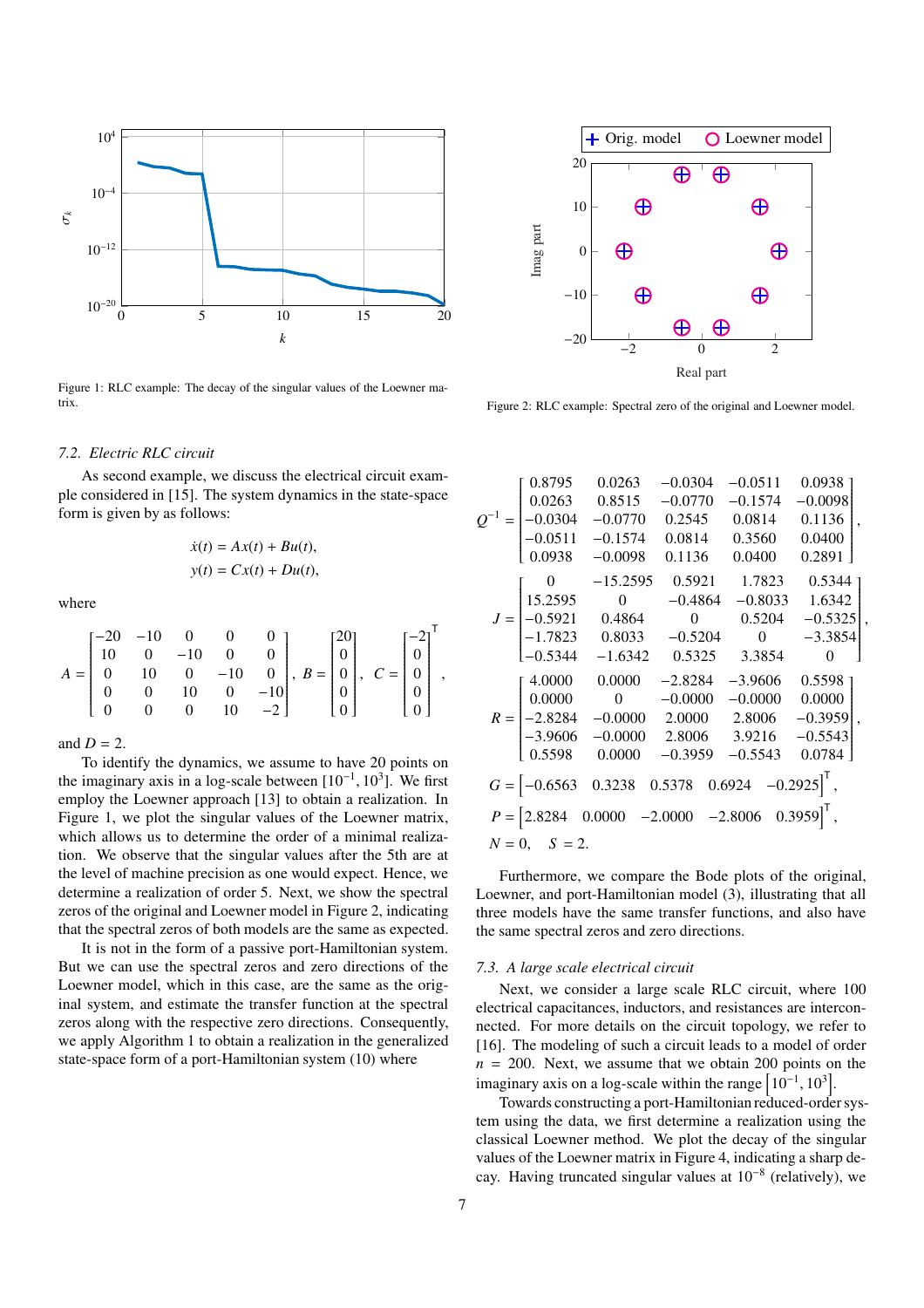Figure 1: RLC example: The decay of the singular values of the Loewner matrix.

Figure 2: RLC example: Spectral zero of the original and Loewner model.

### 7.2. Electric RLC circuit

As second example, we discuss the electrical circuit example considered in [15]. The system dynamics in the state-space form is given by as follows:

$$\dot{x}(t) = Ax(t) + Bu(t),$$
$$y(t) = Cx(t) + Du(t),$$

where

$$A = \begin{bmatrix} -20 & -10 & 0 & 0 & 0 \\ 10 & 0 & -10 & 0 & 0 \\ 0 & 10 & 0 & -10 & 0 \\ 0 & 0 & 10 & 0 & -10 \\ 0 & 0 & 0 & 10 & -2 \end{bmatrix}, \quad B = \begin{bmatrix} 20 \\ 0 \\ 0 \\ 0 \\ 0 \end{bmatrix}, \quad C = \begin{bmatrix} -2 \\ 0 \\ 0 \\ 0 \\ 0 \end{bmatrix}^{\mathsf{T}},$$

and $D = 2$.

To identify the dynamics, we assume to have 20 points on the imaginary axis in a log-scale between $[10^{-1}, 10^{3}]$. We first employ the Loewner approach [13] to obtain a realization. In Figure 1, we plot the singular values of the Loewner matrix, which allows us to determine the order of a minimal realization. We observe that the singular values after the 5th are at the level of machine precision as one would expect. Hence, we determine a realization of order 5. Next, we show the spectral zeros of the original and Loewner model in Figure 2, indicating that the spectral zeros of both models are the same as expected.

It is not in the form of a passive port-Hamiltonian system. But we can use the spectral zeros and zero directions of the Loewner model, which in this case, are the same as the original system, and estimate the transfer function at the spectral zeros along with the respective zero directions. Consequently, we apply Algorithm 1 to obtain a realization in the generalized state-space form of a port-Hamiltonian system (10) where

$$Q^{-1} = \begin{bmatrix} 0.8795 & 0.0263 & -0.0304 & -0.0511 & 0.0938 \\ 0.0263 & 0.8515 & -0.0770 & -0.1574 & -0.0098 \\ -0.0304 & -0.0770 & 0.2545 & 0.0814 & 0.1136 \\ -0.0511 & -0.1574 & 0.0814 & 0.3560 & 0.0400 \\ 0.0938 & -0.0098 & 0.1136 & 0.0400 & 0.2891 \end{bmatrix},$$

$$J = \begin{bmatrix} 0 & -15.2595 & 0.5921 & 1.7823 & 0.5344 \\ 15.2595 & 0 & -0.4864 & -0.8033 & 1.6342 \\ -0.5921 & 0.4864 & 0 & 0.5204 & -0.5325 \\ -1.7823 & 0.8033 & -0.5204 & 0 & -3.3854 \\ -0.5344 & -1.6342 & 0.5325 & 3.3854 & 0 \end{bmatrix},$$

$$R = \begin{bmatrix} 4.0000 & 0.0000 & -2.8284 & -3.9606 & 0.5598 \\ 0.0000 & 0 & -0.0000 & -0.0000 & 0.0000 \\ -2.8284 & -0.0000 & 2.0000 & 2.8006 & -0.3959 \\ -3.9606 & -0.0000 & 2.8006 & 3.9216 & -0.5543 \\ 0.5598 & 0.0000 & -0.3959 & -0.5543 & 0.0784 \end{bmatrix},$$

$$G = \begin{bmatrix} -0.6563 & 0.3238 & 0.5378 & 0.6924 & -0.2925 \end{bmatrix}^{\mathsf{T}},$$

$$P = \begin{bmatrix} 2.8284 & 0.0000 & -2.0000 & -2.8006 & 0.3959 \end{bmatrix}^{\mathsf{T}},$$

$$N = 0, \quad S = 2.$$

Furthermore, we compare the Bode plots of the original, Loewner, and port-Hamiltonian model (3), illustrating that all three models have the same transfer functions, and also have the same spectral zeros and zero directions.

### 7.3. A large scale electrical circuit

Next, we consider a large scale RLC circuit, where 100 electrical capacitances, inductors, and resistances are interconnected. For more details on the circuit topology, we refer to [16]. The modeling of such a circuit leads to a model of order $n = 200$. Next, we assume that we obtain 200 points on the imaginary axis on a log-scale within the range $\left[10^{-1}, 10^{3}\right]$.

Towards constructing a port-Hamiltonian reduced-order system using the data, we first determine a realization using the classical Loewner method. We plot the decay of the singular values of the Loewner matrix in Figure 4, indicating a sharp decay. Having truncated singular values at $10^{-8}$ (relatively), we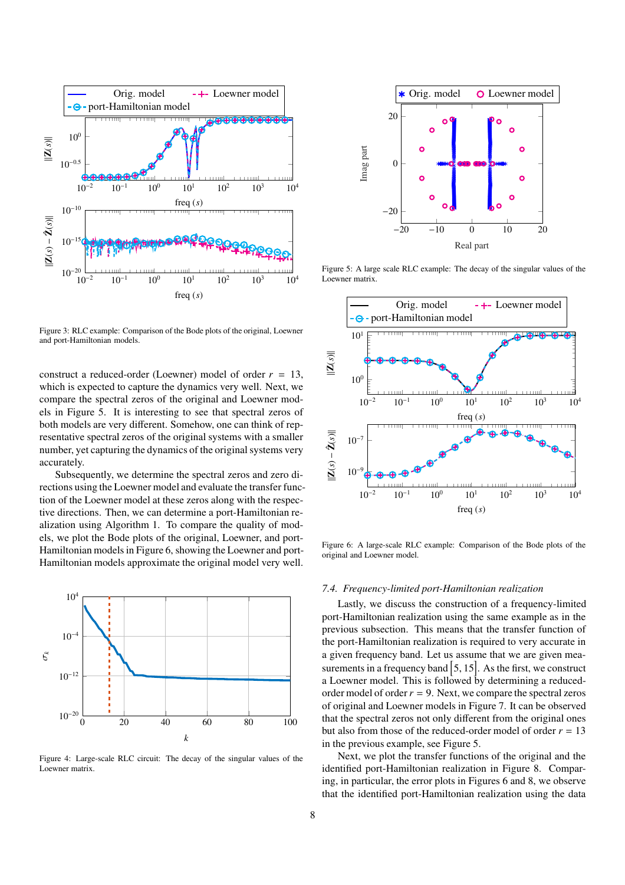Figure 3: RLC example: Comparison of the Bode plots of the original, Loewner and port-Hamiltonian models.

construct a reduced-order (Loewner) model of order $r = 13$, which is expected to capture the dynamics very well. Next, we compare the spectral zeros of the original and Loewner models in Figure 5. It is interesting to see that spectral zeros of both models are very different. Somehow, one can think of representative spectral zeros of the original systems with a smaller number, yet capturing the dynamics of the original systems very accurately.

Subsequently, we determine the spectral zeros and zero directions using the Loewner model and evaluate the transfer function of the Loewner model at these zeros along with the respective directions. Then, we can determine a port-Hamiltonian realization using Algorithm 1. To compare the quality of models, we plot the Bode plots of the original, Loewner, and port-Hamiltonian models in Figure 6, showing the Loewner and port-Hamiltonian models approximate the original model very well.

Figure 4: Large-scale RLC circuit: The decay of the singular values of the Loewner matrix.

Figure 5: A large scale RLC example: The decay of the singular values of the Loewner matrix.

Figure 6: A large-scale RLC example: Comparison of the Bode plots of the original and Loewner model.

### 7.4. Frequency-limited port-Hamiltonian realization

Lastly, we discuss the construction of a frequency-limited port-Hamiltonian realization using the same example as in the previous subsection. This means that the transfer function of the port-Hamiltonian realization is required to very accurate in a given frequency band. Let us assume that we are given measurements in a frequency band $\left[5, 15\right]$. As the first, we construct a Loewner model. This is followed by determining a reduced-order model of order $r = 9$. Next, we compare the spectral zeros of original and Loewner models in Figure 7. It can be observed that the spectral zeros not only different from the original ones but also from those of the reduced-order model of order $r = 13$ in the previous example, see Figure 5.

Next, we plot the transfer functions of the original and the identified port-Hamiltonian realization in Figure 8. Comparing, in particular, the error plots in Figures 6 and 8, we observe that the identified port-Hamiltonian realization using the data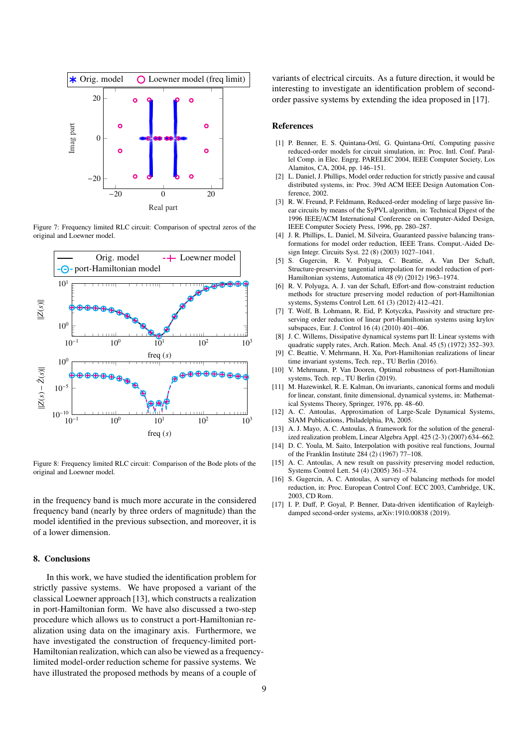Orig. model
Loewner model (freq limit)

20
0
−20
−20
0
20
Imag part
Real part

Figure 7: Frequency limited RLC circuit: Comparison of spectral zeros of the original and Loewner model.

Orig. model
Loewner model
port-Hamiltonian model

$\|Z(s)\|$
$10^{1}$
$10^{0}$
$10^{-1}$
$10^{0}$
$10^{1}$
$10^{2}$
$10^{3}$
freq ($s$)

$\|Z(s) - \hat{Z}(s)\|$
$10^{0}$
$10^{-5}$
$10^{-10}$
$10^{-1}$
$10^{0}$
$10^{1}$
$10^{2}$
$10^{3}$
freq ($s$)

Figure 8: Frequency limited RLC circuit: Comparison of the Bode plots of the original and Loewner model.

in the frequency band is much more accurate in the considered frequency band (nearly by three orders of magnitude) than the model identified in the previous subsection, and moreover, it is of a lower dimension.

## 8. Conclusions

In this work, we have studied the identification problem for strictly passive systems. We have proposed a variant of the classical Loewner approach [13], which constructs a realization in port-Hamiltonian form. We have also discussed a two-step procedure which allows us to construct a port-Hamiltonian realization using data on the imaginary axis. Furthermore, we have investigated the construction of frequency-limited port-Hamiltonian realization, which can also be viewed as a frequency-limited model-order reduction scheme for passive systems. We have illustrated the proposed methods by means of a couple of variants of electrical circuits. As a future direction, it would be interesting to investigate an identification problem of second-order passive systems by extending the idea proposed in [17].

## References

[1] P. Benner, E. S. Quintana-Ortí, G. Quintana-Ortí, Computing passive reduced-order models for circuit simulation, in: Proc. Intl. Conf. Parallel Comp. in Elec. Engrg. PARELEC 2004, IEEE Computer Society, Los Alamitos, CA, 2004, pp. 146–151.

[2] L. Daniel, J. Phillips, Model order reduction for strictly passive and causal distributed systems, in: Proc. 39rd ACM IEEE Design Automation Conference, 2002.

[3] R. W. Freund, P. Feldmann, Reduced-order modeling of large passive linear circuits by means of the SyPVL algorithm, in: Technical Digest of the 1996 IEEE/ACM International Conference on Computer-Aided Design, IEEE Computer Society Press, 1996, pp. 280–287.

[4] J. R. Phillips, L. Daniel, M. Silveira, Guaranteed passive balancing transformations for model order reduction, IEEE Trans. Comput.-Aided Design Integr. Circuits Syst. 22 (8) (2003) 1027–1041.

[5] S. Gugercin, R. V. Polyuga, C. Beattie, A. Van Der Schaft, Structure-preserving tangential interpolation for model reduction of port-Hamiltonian systems, Automatica 48 (9) (2012) 1963–1974.

[6] R. V. Polyuga, A. J. van der Schaft, Effort-and flow-constraint reduction methods for structure preserving model reduction of port-Hamiltonian systems, Systems Control Lett. 61 (3) (2012) 412–421.

[7] T. Wolf, B. Lohmann, R. Eid, P. Kotyczka, Passivity and structure preserving order reduction of linear port-Hamiltonian systems using krylov subspaces, Eur. J. Control 16 (4) (2010) 401–406.

[8] J. C. Willems, Dissipative dynamical systems part II: Linear systems with quadratic supply rates, Arch. Ration. Mech. Anal. 45 (5) (1972) 352–393.

[9] C. Beattie, V. Mehrmann, H. Xu, Port-Hamiltonian realizations of linear time invariant systems, Tech. rep., TU Berlin (2016).

[10] V. Mehrmann, P. Van Dooren, Optimal robustness of port-Hamiltonian systems, Tech. rep., TU Berlin (2019).

[11] M. Hazewinkel, R. E. Kalman, On invariants, canonical forms and moduli for linear, constant, finite dimensional, dynamical systems, in: Mathematical Systems Theory, Springer, 1976, pp. 48–60.

[12] A. C. Antoulas, Approximation of Large-Scale Dynamical Systems, SIAM Publications, Philadelphia, PA, 2005.

[13] A. J. Mayo, A. C. Antoulas, A framework for the solution of the generalized realization problem, Linear Algebra Appl. 425 (2-3) (2007) 634–662.

[14] D. C. Youla, M. Saito, Interpolation with positive real functions, Journal of the Franklin Institute 284 (2) (1967) 77–108.

[15] A. C. Antoulas, A new result on passivity preserving model reduction, Systems Control Lett. 54 (4) (2005) 361–374.

[16] S. Gugercin, A. C. Antoulas, A survey of balancing methods for model reduction, in: Proc. European Control Conf. ECC 2003, Cambridge, UK, 2003, CD Rom.

[17] I. P. Duff, P. Goyal, P. Benner, Data-driven identification of Rayleigh-damped second-order systems, arXiv:1910.00838 (2019).